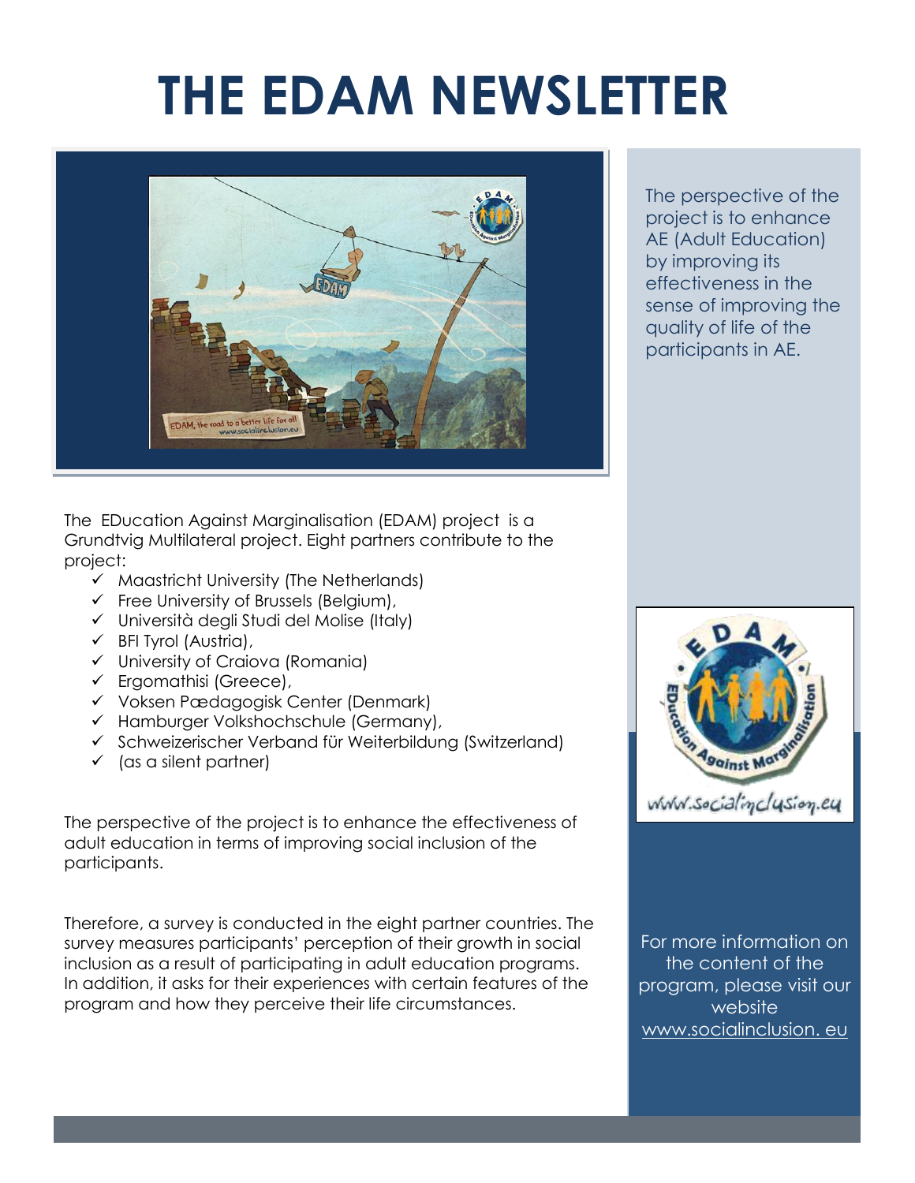# THE EDAM NEWSLETTER

The perspective of the project is to enhance AE (Adult Education) by improving its effectiveness in the sense of improving the quality of life of the participants in AE.

The EDucation Against Marginalisation (EDAM) project is a Grundtvig Multilateral project. Eight partners contribute to the project:

- ✓ Maastricht University (The Netherlands)
- ✓ Free University of Brussels (Belgium),
- ✓ Università degli Studi del Molise (Italy)
- ✓ BFI Tyrol (Austria),
- ✓ University of Craiova (Romania)
- ✓ Ergomathisi (Greece),
- ✓ Voksen Pædagogisk Center (Denmark)
- ✓ Hamburger Volkshochschule (Germany),
- ✓ Schweizerischer Verband für Weiterbildung (Switzerland)
- ✓ (as a silent partner)

The perspective of the project is to enhance the effectiveness of adult education in terms of improving social inclusion of the participants.

Therefore, a survey is conducted in the eight partner countries. The survey measures participants' perception of their growth in social inclusion as a result of participating in adult education programs. In addition, it asks for their experiences with certain features of the program and how they perceive their life circumstances.

For more information on the content of the program, please visit our website www.socialinclusion. eu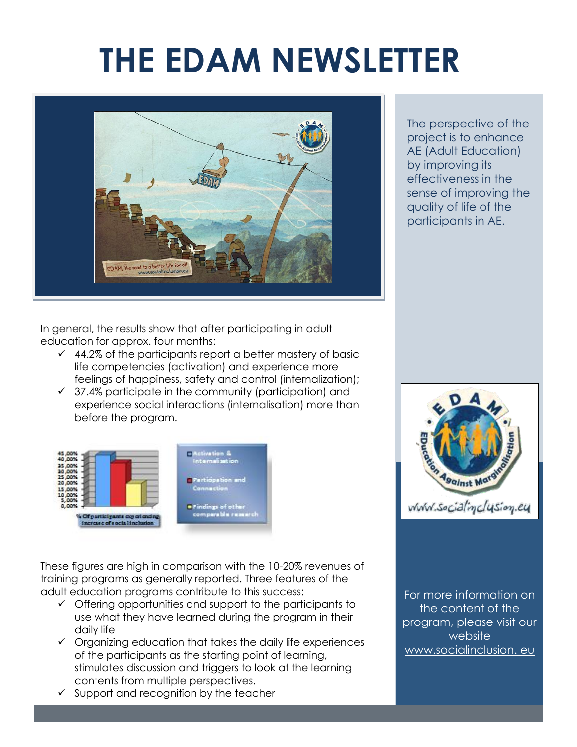# THE EDAM NEWSLETTER

The perspective of the project is to enhance AE (Adult Education) by improving its effectiveness in the sense of improving the quality of life of the participants in AE.

In general, the results show that after participating in adult education for approx. four months:

- ✓ 44.2% of the participants report a better mastery of basic life competencies (activation) and experience more feelings of happiness, safety and control (internalization);
- ✓ 37.4% participate in the community (participation) and experience social interactions (internalisation) more than before the program.

45,00%
40,00%
35,00%
30,00%
25,00%
20,00%
15,00%
10,00%
5,00%
0,00%

% Of participants experiencing increase of social inclusion

Activation & Internalisation

Participation and Connection

Findings of other comparable research

These figures are high in comparison with the 10-20% revenues of training programs as generally reported. Three features of the adult education programs contribute to this success:

- ✓ Offering opportunities and support to the participants to use what they have learned during the program in their daily life
- ✓ Organizing education that takes the daily life experiences of the participants as the starting point of learning, stimulates discussion and triggers to look at the learning contents from multiple perspectives.
- ✓ Support and recognition by the teacher

For more information on the content of the program, please visit our website www.socialinclusion. eu